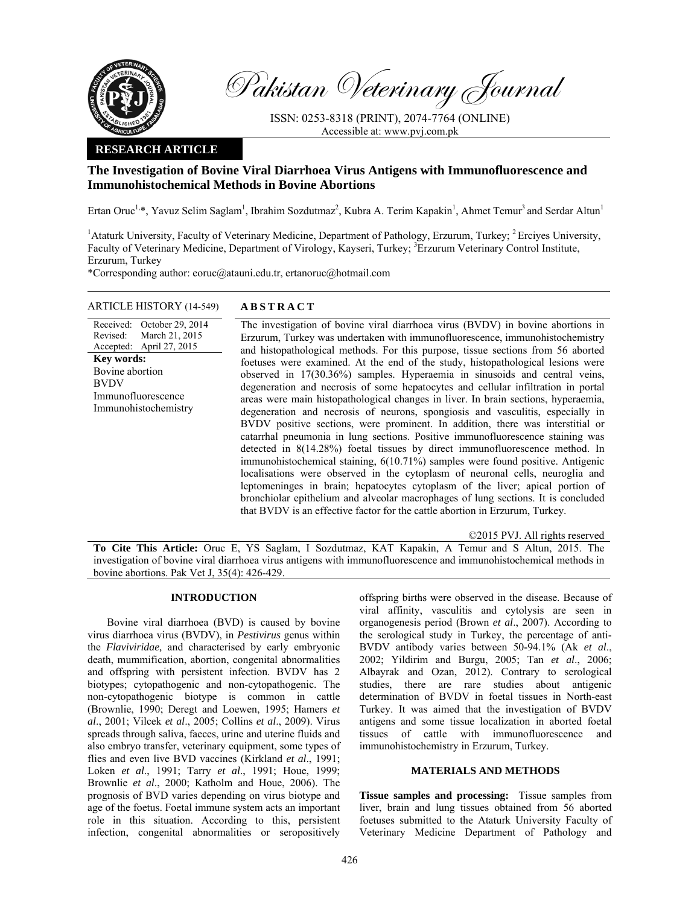Pakistan Veterinary Journal

ISSN: 0253-8318 (PRINT), 2074-7764 (ONLINE)
Accessible at: www.pvj.com.pk

**RESEARCH ARTICLE**

# The Investigation of Bovine Viral Diarrhoea Virus Antigens with Immunofluorescence and Immunohistochemical Methods in Bovine Abortions

Ertan Oruc[1,*], Yavuz Selim Saglam[1], Ibrahim Sozdutmaz[2], Kubra A. Terim Kapakin[1], Ahmet Temur[3] and Serdar Altun[1]

[1]Ataturk University, Faculty of Veterinary Medicine, Department of Pathology, Erzurum, Turkey; [2]Erciyes University, Faculty of Veterinary Medicine, Department of Virology, Kayseri, Turkey; [3]Erzurum Veterinary Control Institute, Erzurum, Turkey

*Corresponding author: eoruc@atauni.edu.tr, ertanoruc@hotmail.com

**ARTICLE HISTORY** (14-549)

Received: October 29, 2014
Revised: March 21, 2015
Accepted: April 27, 2015

**Key words:**
Bovine abortion
BVDV
Immunofluorescence
Immunohistochemistry

## ABSTRACT

The investigation of bovine viral diarrhoea virus (BVDV) in bovine abortions in Erzurum, Turkey was undertaken with immunofluorescence, immunohistochemistry and histopathological methods. For this purpose, tissue sections from 56 aborted foetuses were examined. At the end of the study, histopathological lesions were observed in 17(30.36%) samples. Hyperaemia in sinusoids and central veins, degeneration and necrosis of some hepatocytes and cellular infiltration in portal areas were main histopathological changes in liver. In brain sections, hyperaemia, degeneration and necrosis of neurons, spongiosis and vasculitis, especially in BVDV positive sections, were prominent. In addition, there was interstitial or catarrhal pneumonia in lung sections. Positive immunofluorescence staining was detected in 8(14.28%) foetal tissues by direct immunofluorescence method. In immunohistochemical staining, 6(10.71%) samples were found positive. Antigenic localisations were observed in the cytoplasm of neuronal cells, neuroglia and leptomeninges in brain; hepatocytes cytoplasm of the liver; apical portion of bronchiolar epithelium and alveolar macrophages of lung sections. It is concluded that BVDV is an effective factor for the cattle abortion in Erzurum, Turkey.

©2015 PVJ. All rights reserved

**To Cite This Article:** Oruc E, YS Saglam, I Sozdutmaz, KAT Kapakin, A Temur and S Altun, 2015. The investigation of bovine viral diarrhoea virus antigens with immunofluorescence and immunohistochemical methods in bovine abortions. Pak Vet J, 35(4): 426-429.

## INTRODUCTION

Bovine viral diarrhoea (BVD) is caused by bovine virus diarrhoea virus (BVDV), in *Pestivirus* genus within the *Flaviviridae,* and characterised by early embryonic death, mummification, abortion, congenital abnormalities and offspring with persistent infection. BVDV has 2 biotypes; cytopathogenic and non-cytopathogenic. The non-cytopathogenic biotype is common in cattle (Brownlie, 1990; Deregt and Loewen, 1995; Hamers *et al*., 2001; Vilcek *et al*., 2005; Collins *et al*., 2009). Virus spreads through saliva, faeces, urine and uterine fluids and also embryo transfer, veterinary equipment, some types of flies and even live BVD vaccines (Kirkland *et al*., 1991; Loken *et al*., 1991; Tarry *et al*., 1991; Houe, 1999; Brownlie *et al*., 2000; Katholm and Houe, 2006). The prognosis of BVD varies depending on virus biotype and age of the foetus. Foetal immune system acts an important role in this situation. According to this, persistent infection, congenital abnormalities or seropositively offspring births were observed in the disease. Because of viral affinity, vasculitis and cytolysis are seen in organogenesis period (Brown *et al*., 2007). According to the serological study in Turkey, the percentage of anti-BVDV antibody varies between 50-94.1% (Ak *et al*., 2002; Yildirim and Burgu, 2005; Tan *et al*., 2006; Albayrak and Ozan, 2012). Contrary to serological studies, there are rare studies about antigenic determination of BVDV in foetal tissues in North-east Turkey. It was aimed that the investigation of BVDV antigens and some tissue localization in aborted foetal tissues of cattle with immunofluorescence and immunohistochemistry in Erzurum, Turkey.

## MATERIALS AND METHODS

**Tissue samples and processing:** Tissue samples from liver, brain and lung tissues obtained from 56 aborted foetuses submitted to the Ataturk University Faculty of Veterinary Medicine Department of Pathology and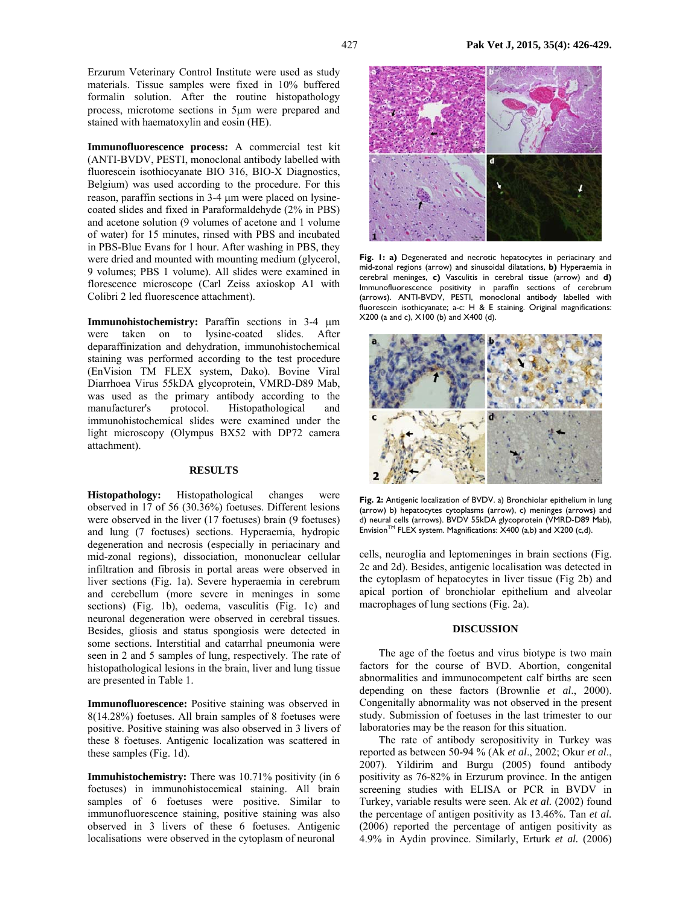Erzurum Veterinary Control Institute were used as study materials. Tissue samples were fixed in 10% buffered formalin solution. After the routine histopathology process, microtome sections in 5µm were prepared and stained with haematoxylin and eosin (HE).

**Immunofluorescence process:** A commercial test kit (ANTI-BVDV, PESTI, monoclonal antibody labelled with fluorescein isothiocyanate BIO 316, BIO-X Diagnostics, Belgium) was used according to the procedure. For this reason, paraffin sections in 3-4 µm were placed on lysine-coated slides and fixed in Paraformaldehyde (2% in PBS) and acetone solution (9 volumes of acetone and 1 volume of water) for 15 minutes, rinsed with PBS and incubated in PBS-Blue Evans for 1 hour. After washing in PBS, they were dried and mounted with mounting medium (glycerol, 9 volumes; PBS 1 volume). All slides were examined in florescence microscope (Carl Zeiss axioskop A1 with Colibri 2 led fluorescence attachment).

**Immunohistochemistry:** Paraffin sections in 3-4 µm were taken on to lysine-coated slides. After deparaffinization and dehydration, immunohistochemical staining was performed according to the test procedure (EnVision TM FLEX system, Dako). Bovine Viral Diarrhoea Virus 55kDA glycoprotein, VMRD-D89 Mab, was used as the primary antibody according to the manufacturer's protocol. Histopathological and immunohistochemical slides were examined under the light microscopy (Olympus BX52 with DP72 camera attachment).

## RESULTS

**Histopathology:** Histopathological changes were observed in 17 of 56 (30.36%) foetuses. Different lesions were observed in the liver (17 foetuses) brain (9 foetuses) and lung (7 foetuses) sections. Hyperaemia, hydropic degeneration and necrosis (especially in periacinary and mid-zonal regions), dissociation, mononuclear cellular infiltration and fibrosis in portal areas were observed in liver sections (Fig. 1a). Severe hyperaemia in cerebrum and cerebellum (more severe in meninges in some sections) (Fig. 1b), oedema, vasculitis (Fig. 1c) and neuronal degeneration were observed in cerebral tissues. Besides, gliosis and status spongiosis were detected in some sections. Interstitial and catarrhal pneumonia were seen in 2 and 5 samples of lung, respectively. The rate of histopathological lesions in the brain, liver and lung tissue are presented in Table 1.

**Immunofluorescence:** Positive staining was observed in 8(14.28%) foetuses. All brain samples of 8 foetuses were positive. Positive staining was also observed in 3 livers of these 8 foetuses. Antigenic localization was scattered in these samples (Fig. 1d).

**Immuhistochemistry:** There was 10.71% positivity (in 6 foetuses) in immunohistocemical staining. All brain samples of 6 foetuses were positive. Similar to immunofluorescence staining, positive staining was also observed in 3 livers of these 6 foetuses. Antigenic localisations were observed in the cytoplasm of neuronal cells, neuroglia and leptomeninges in brain sections (Fig. 2c and 2d). Besides, antigenic localisation was detected in the cytoplasm of hepatocytes in liver tissue (Fig 2b) and apical portion of bronchiolar epithelium and alveolar macrophages of lung sections (Fig. 2a).

**Fig. 1: a)** Degenerated and necrotic hepatocytes in periacinary and mid-zonal regions (arrow) and sinusoidal dilatations, **b)** Hyperaemia in cerebral meninges, **c)** Vasculitis in cerebral tissue (arrow) and **d)** Immunofluorescence positivity in paraffin sections of cerebrum (arrows). ANTI-BVDV, PESTI, monoclonal antibody labelled with fluorescein isothicyanate; a-c: H & E staining. Original magnifications: X200 (a and c), X100 (b) and X400 (d).

**Fig. 2:** Antigenic localization of BVDV. a) Bronchiolar epithelium in lung (arrow) b) hepatocytes cytoplasms (arrow), c) meninges (arrows) and d) neural cells (arrows). BVDV 55kDA glycoprotein (VMRD-D89 Mab), Envision[TM] FLEX system. Magnifications: X400 (a,b) and X200 (c,d).

## DISCUSSION

The age of the foetus and virus biotype is two main factors for the course of BVD. Abortion, congenital abnormalities and immunocompetent calf births are seen depending on these factors (Brownlie *et al*., 2000). Congenitally abnormality was not observed in the present study. Submission of foetuses in the last trimester to our laboratories may be the reason for this situation.

The rate of antibody seropositivity in Turkey was reported as between 50-94 % (Ak *et al*., 2002; Okur *et al*., 2007). Yildirim and Burgu (2005) found antibody positivity as 76-82% in Erzurum province. In the antigen screening studies with ELISA or PCR in BVDV in Turkey, variable results were seen. Ak *et al.* (2002) found the percentage of antigen positivity as 13.46%. Tan *et al.* (2006) reported the percentage of antigen positivity as 4.9% in Aydin province. Similarly, Erturk *et al.* (2006)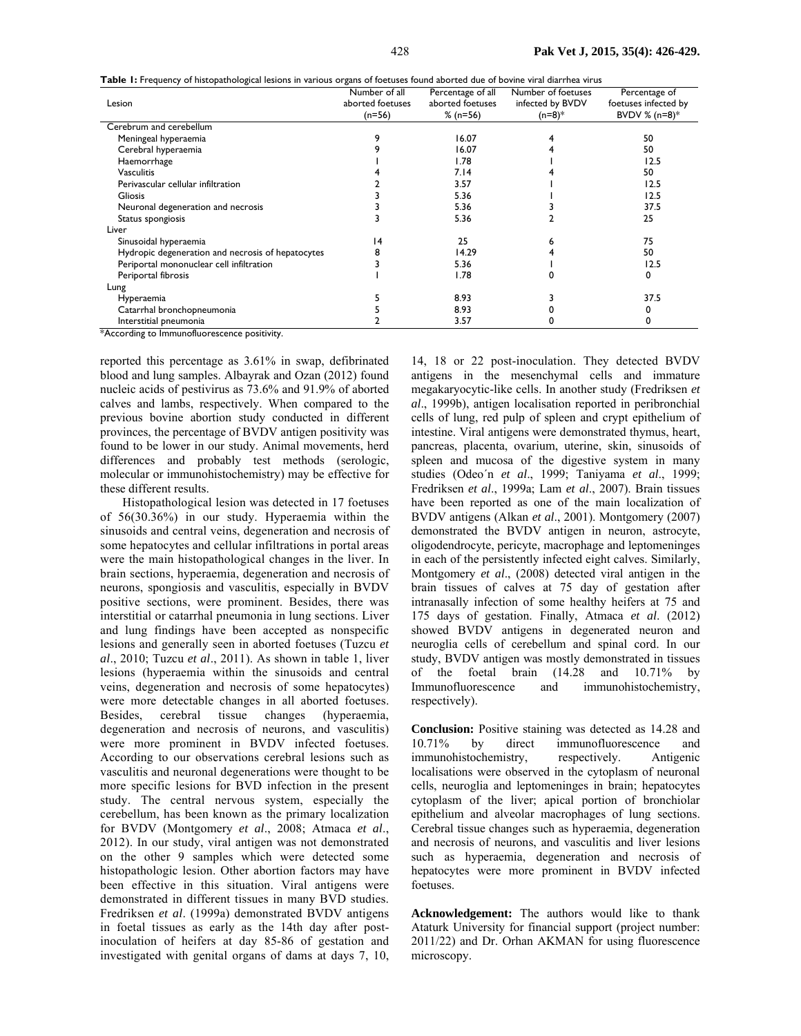**Table 1:** Frequency of histopathological lesions in various organs of foetuses found aborted due of bovine viral diarrhea virus

| Lesion | Number of all aborted foetuses (n=56) | Percentage of all aborted foetuses % (n=56) | Number of foetuses infected by BVDV (n=8)* | Percentage of foetuses infected by BVDV % (n=8)* |
|---|---|---|---|---|
| Cerebrum and cerebellum | | | | |
| Meningeal hyperaemia | 9 | 16.07 | 4 | 50 |
| Cerebral hyperaemia | 9 | 16.07 | 4 | 50 |
| Haemorrhage | 1 | 1.78 | 1 | 12.5 |
| Vasculitis | 4 | 7.14 | 4 | 50 |
| Perivascular cellular infiltration | 2 | 3.57 | 1 | 12.5 |
| Gliosis | 3 | 5.36 | 1 | 12.5 |
| Neuronal degeneration and necrosis | 3 | 5.36 | 3 | 37.5 |
| Status spongiosis | 3 | 5.36 | 2 | 25 |
| Liver | | | | |
| Sinusoidal hyperaemia | 14 | 25 | 6 | 75 |
| Hydropic degeneration and necrosis of hepatocytes | 8 | 14.29 | 4 | 50 |
| Periportal mononuclear cell infiltration | 3 | 5.36 | 1 | 12.5 |
| Periportal fibrosis | 1 | 1.78 | 0 | 0 |
| Lung | | | | |
| Hyperaemia | 5 | 8.93 | 3 | 37.5 |
| Catarrhal bronchopneumonia | 5 | 8.93 | 0 | 0 |
| Interstitial pneumonia | 2 | 3.57 | 0 | 0 |

*According to Immunofluorescence positivity.

reported this percentage as 3.61% in swap, defibrinated blood and lung samples. Albayrak and Ozan (2012) found nucleic acids of pestivirus as 73.6% and 91.9% of aborted calves and lambs, respectively. When compared to the previous bovine abortion study conducted in different provinces, the percentage of BVDV antigen positivity was found to be lower in our study. Animal movements, herd differences and probably test methods (serologic, molecular or immunohistochemistry) may be effective for these different results.

Histopathological lesion was detected in 17 foetuses of 56(30.36%) in our study. Hyperaemia within the sinusoids and central veins, degeneration and necrosis of some hepatocytes and cellular infiltrations in portal areas were the main histopathological changes in the liver. In brain sections, hyperaemia, degeneration and necrosis of neurons, spongiosis and vasculitis, especially in BVDV positive sections, were prominent. Besides, there was interstitial or catarrhal pneumonia in lung sections. Liver and lung findings have been accepted as nonspecific lesions and generally seen in aborted foetuses (Tuzcu *et al*., 2010; Tuzcu *et al*., 2011). As shown in table 1, liver lesions (hyperaemia within the sinusoids and central veins, degeneration and necrosis of some hepatocytes) were more detectable changes in all aborted foetuses. Besides, cerebral tissue changes (hyperaemia, degeneration and necrosis of neurons, and vasculitis) were more prominent in BVDV infected foetuses. According to our observations cerebral lesions such as vasculitis and neuronal degenerations were thought to be more specific lesions for BVD infection in the present study. The central nervous system, especially the cerebellum, has been known as the primary localization for BVDV (Montgomery *et al*., 2008; Atmaca *et al*., 2012). In our study, viral antigen was not demonstrated on the other 9 samples which were detected some histopathologic lesion. Other abortion factors may have been effective in this situation. Viral antigens were demonstrated in different tissues in many BVD studies. Fredriksen *et al*. (1999a) demonstrated BVDV antigens in foetal tissues as early as the 14th day after post-inoculation of heifers at day 85-86 of gestation and investigated with genital organs of dams at days 7, 10, 14, 18 or 22 post-inoculation. They detected BVDV antigens in the mesenchymal cells and immature megakaryocytic-like cells. In another study (Fredriksen *et al*., 1999b), antigen localisation reported in peribronchial cells of lung, red pulp of spleen and crypt epithelium of intestine. Viral antigens were demonstrated thymus, heart, pancreas, placenta, ovarium, uterine, skin, sinusoids of spleen and mucosa of the digestive system in many studies (Odeo´n *et al*., 1999; Taniyama *et al*., 1999; Fredriksen *et al*., 1999a; Lam *et al*., 2007). Brain tissues have been reported as one of the main localization of BVDV antigens (Alkan *et al*., 2001). Montgomery (2007) demonstrated the BVDV antigen in neuron, astrocyte, oligodendrocyte, pericyte, macrophage and leptomeninges in each of the persistently infected eight calves. Similarly, Montgomery *et al*., (2008) detected viral antigen in the brain tissues of calves at 75 day of gestation after intranasally infection of some healthy heifers at 75 and 175 days of gestation. Finally, Atmaca *et al*. (2012) showed BVDV antigens in degenerated neuron and neuroglia cells of cerebellum and spinal cord. In our study, BVDV antigen was mostly demonstrated in tissues of the foetal brain (14.28 and 10.71% by Immunofluorescence and immunohistochemistry, respectively).

**Conclusion:** Positive staining was detected as 14.28 and 10.71% by direct immunofluorescence and immunohistochemistry, respectively. Antigenic localisations were observed in the cytoplasm of neuronal cells, neuroglia and leptomeninges in brain; hepatocytes cytoplasm of the liver; apical portion of bronchiolar epithelium and alveolar macrophages of lung sections. Cerebral tissue changes such as hyperaemia, degeneration and necrosis of neurons, and vasculitis and liver lesions such as hyperaemia, degeneration and necrosis of hepatocytes were more prominent in BVDV infected foetuses.

**Acknowledgement:** The authors would like to thank Ataturk University for financial support (project number: 2011/22) and Dr. Orhan AKMAN for using fluorescence microscopy.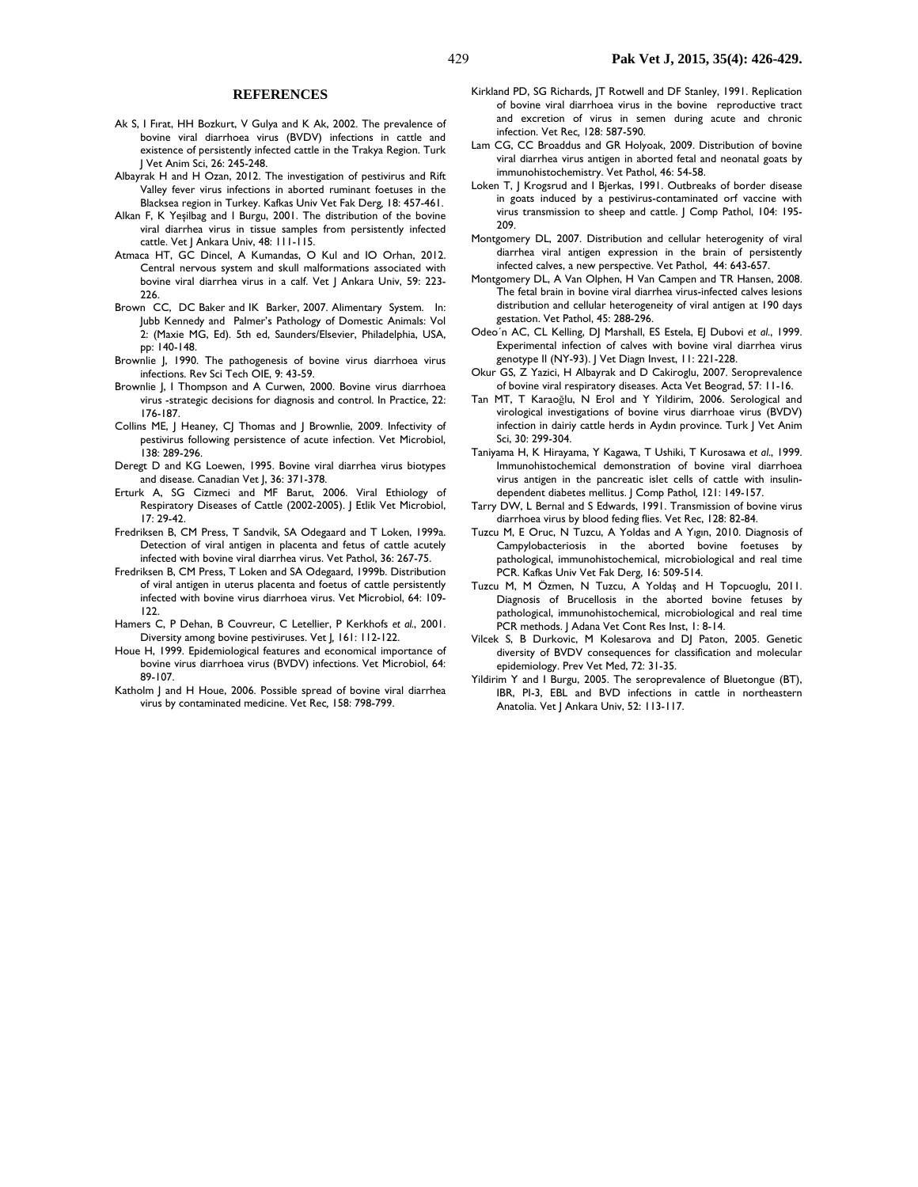## REFERENCES

Ak S, I Fırat, HH Bozkurt, V Gulya and K Ak, 2002. The prevalence of bovine viral diarrhoea virus (BVDV) infections in cattle and existence of persistently infected cattle in the Trakya Region. Turk J Vet Anim Sci, 26: 245-248.

Albayrak H and H Ozan, 2012. The investigation of pestivirus and Rift Valley fever virus infections in aborted ruminant foetuses in the Blacksea region in Turkey. Kafkas Univ Vet Fak Derg, 18: 457-461.

Alkan F, K Yeşilbag and I Burgu, 2001. The distribution of the bovine viral diarrhea virus in tissue samples from persistently infected cattle. Vet J Ankara Univ, 48: 111-115.

Atmaca HT, GC Dincel, A Kumandas, O Kul and IO Orhan, 2012. Central nervous system and skull malformations associated with bovine viral diarrhea virus in a calf. Vet J Ankara Univ, 59: 223-226.

Brown CC, DC Baker and IK Barker, 2007. Alimentary System. In: Jubb Kennedy and Palmer's Pathology of Domestic Animals: Vol 2: (Maxie MG, Ed). 5th ed, Saunders/Elsevier, Philadelphia, USA, pp: 140-148.

Brownlie J, 1990. The pathogenesis of bovine virus diarrhoea virus infections. Rev Sci Tech OIE, 9: 43-59.

Brownlie J, I Thompson and A Curwen, 2000. Bovine virus diarrhoea virus -strategic decisions for diagnosis and control. In Practice, 22: 176-187.

Collins ME, J Heaney, CJ Thomas and J Brownlie, 2009. Infectivity of pestivirus following persistence of acute infection. Vet Microbiol, 138: 289-296.

Deregt D and KG Loewen, 1995. Bovine viral diarrhea virus biotypes and disease. Canadian Vet J, 36: 371-378.

Erturk A, SG Cizmeci and MF Barut, 2006. Viral Ethiology of Respiratory Diseases of Cattle (2002-2005). J Etlik Vet Microbiol, 17: 29-42.

Fredriksen B, CM Press, T Sandvik, SA Odegaard and T Loken, 1999a. Detection of viral antigen in placenta and fetus of cattle acutely infected with bovine viral diarrhea virus. Vet Pathol, 36: 267-75.

Fredriksen B, CM Press, T Loken and SA Odegaard, 1999b. Distribution of viral antigen in uterus placenta and foetus of cattle persistently infected with bovine virus diarrhoea virus. Vet Microbiol, 64: 109-122.

Hamers C, P Dehan, B Couvreur, C Letellier, P Kerkhofs *et al.*, 2001. Diversity among bovine pestiviruses. Vet J, 161: 112-122.

Houe H, 1999. Epidemiological features and economical importance of bovine virus diarrhoea virus (BVDV) infections. Vet Microbiol, 64: 89-107.

Katholm J and H Houe, 2006. Possible spread of bovine viral diarrhea virus by contaminated medicine. Vet Rec, 158: 798-799.

Kirkland PD, SG Richards, JT Rotwell and DF Stanley, 1991. Replication of bovine viral diarrhoea virus in the bovine reproductive tract and excretion of virus in semen during acute and chronic infection. Vet Rec, 128: 587-590.

Lam CG, CC Broaddus and GR Holyoak, 2009. Distribution of bovine viral diarrhea virus antigen in aborted fetal and neonatal goats by immunohistochemistry. Vet Pathol, 46: 54-58.

Loken T, J Krogsrud and I Bjerkas, 1991. Outbreaks of border disease in goats induced by a pestivirus-contaminated orf vaccine with virus transmission to sheep and cattle. J Comp Pathol, 104: 195-209.

Montgomery DL, 2007. Distribution and cellular heterogenity of viral diarrhea viral antigen expression in the brain of persistently infected calves, a new perspective. Vet Pathol, 44: 643-657.

Montgomery DL, A Van Olphen, H Van Campen and TR Hansen, 2008. The fetal brain in bovine viral diarrhea virus-infected calves lesions distribution and cellular heterogeneity of viral antigen at 190 days gestation. Vet Pathol, 45: 288-296.

Odeo´n AC, CL Kelling, DJ Marshall, ES Estela, EJ Dubovi *et al.*, 1999. Experimental infection of calves with bovine viral diarrhea virus genotype II (NY-93). J Vet Diagn Invest, 11: 221-228.

Okur GS, Z Yazici, H Albayrak and D Cakiroglu, 2007. Seroprevalence of bovine viral respiratory diseases. Acta Vet Beograd, 57: 11-16.

Tan MT, T Karaoğlu, N Erol and Y Yildirim, 2006. Serological and virological investigations of bovine virus diarrhoae virus (BVDV) infection in dairiy cattle herds in Aydın province. Turk J Vet Anim Sci, 30: 299-304.

Taniyama H, K Hirayama, Y Kagawa, T Ushiki, T Kurosawa *et al.*, 1999. Immunohistochemical demonstration of bovine viral diarrhoea virus antigen in the pancreatic islet cells of cattle with insulin-dependent diabetes mellitus. J Comp Pathol, 121: 149-157.

Tarry DW, L Bernal and S Edwards, 1991. Transmission of bovine virus diarrhoea virus by blood feding flies. Vet Rec, 128: 82-84.

Tuzcu M, E Oruc, N Tuzcu, A Yoldas and A Yıgın, 2010. Diagnosis of Campylobacteriosis in the aborted bovine foetuses by pathological, immunohistochemical, microbiological and real time PCR. Kafkas Univ Vet Fak Derg, 16: 509-514.

Tuzcu M, M Özmen, N Tuzcu, A Yoldaş and H Topcuoglu, 2011. Diagnosis of Brucellosis in the aborted bovine fetuses by pathological, immunohistochemical, microbiological and real time PCR methods. J Adana Vet Cont Res Inst, 1: 8-14.

Vilcek S, B Durkovic, M Kolesarova and DJ Paton, 2005. Genetic diversity of BVDV consequences for classification and molecular epidemiology. Prev Vet Med, 72: 31-35.

Yildirim Y and I Burgu, 2005. The seroprevalence of Bluetongue (BT), IBR, PI-3, EBL and BVD infections in cattle in northeastern Anatolia. Vet J Ankara Univ, 52: 113-117.